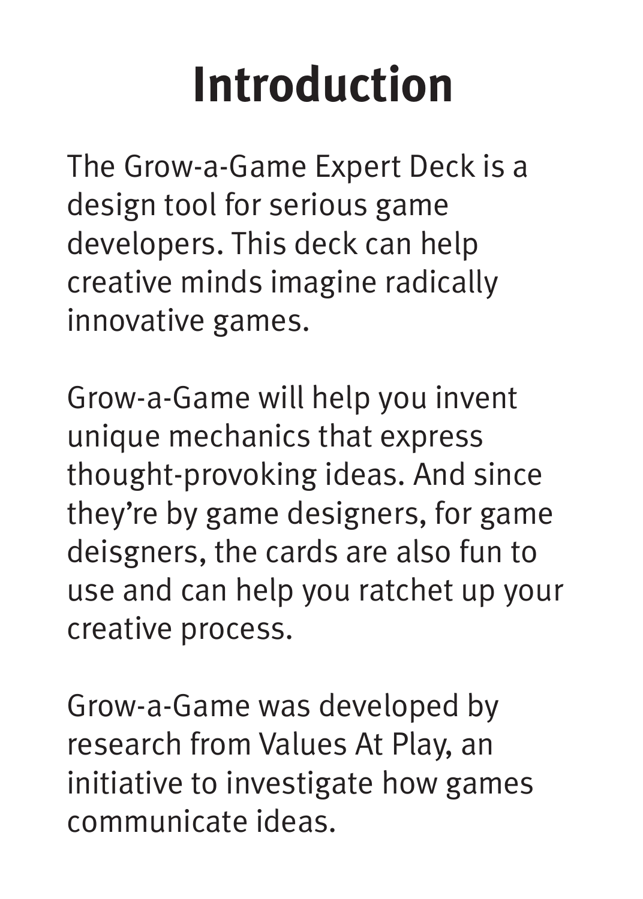# Introduction

The Grow-a-Game Expert Deck is a design tool for serious game developers. This deck can help creative minds imagine radically innovative games.

Grow-a-Game will help you invent unique mechanics that express thought-provoking ideas. And since they're by game designers, for game deisgners, the cards are also fun to use and can help you ratchet up your creative process.

Grow-a-Game was developed by research from Values At Play, an initiative to investigate how games communicate ideas.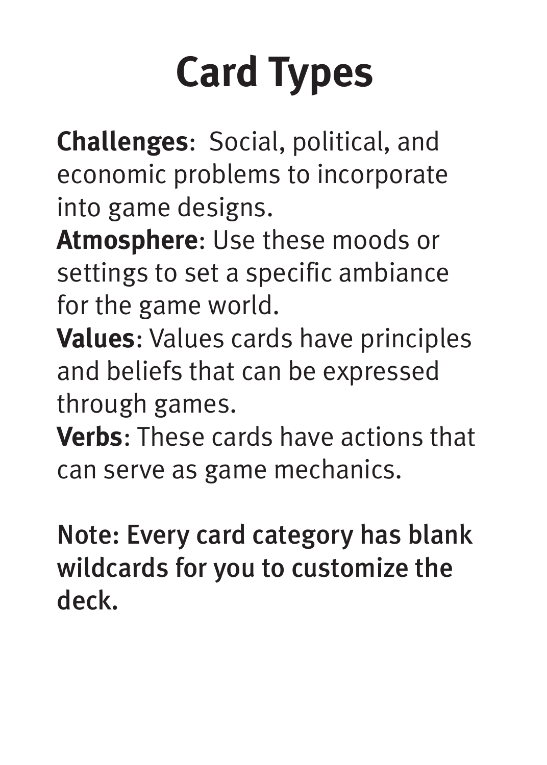# Card Types

**Challenges**: Social, political, and economic problems to incorporate into game designs.

**Atmosphere**: Use these moods or settings to set a specific ambiance for the game world.

**Values**: Values cards have principles and beliefs that can be expressed through games.

**Verbs**: These cards have actions that can serve as game mechanics.

Note: Every card category has blank wildcards for you to customize the deck.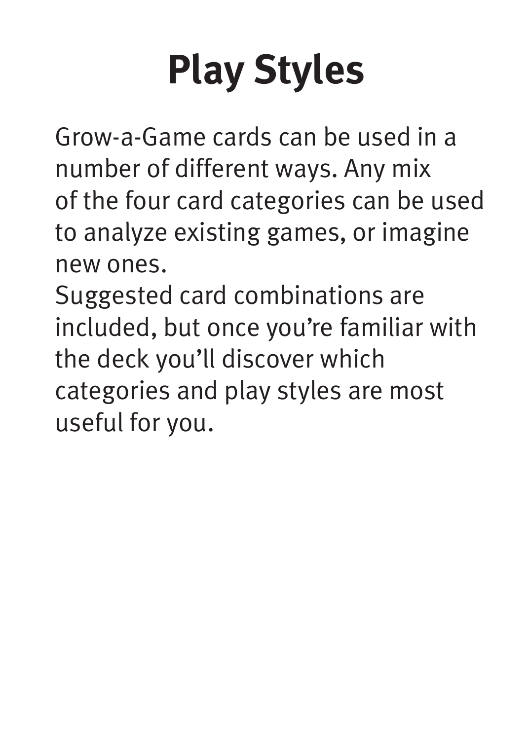# Play Styles

Grow-a-Game cards can be used in a number of different ways. Any mix of the four card categories can be used to analyze existing games, or imagine new ones.

Suggested card combinations are included, but once you're familiar with the deck you'll discover which categories and play styles are most useful for you.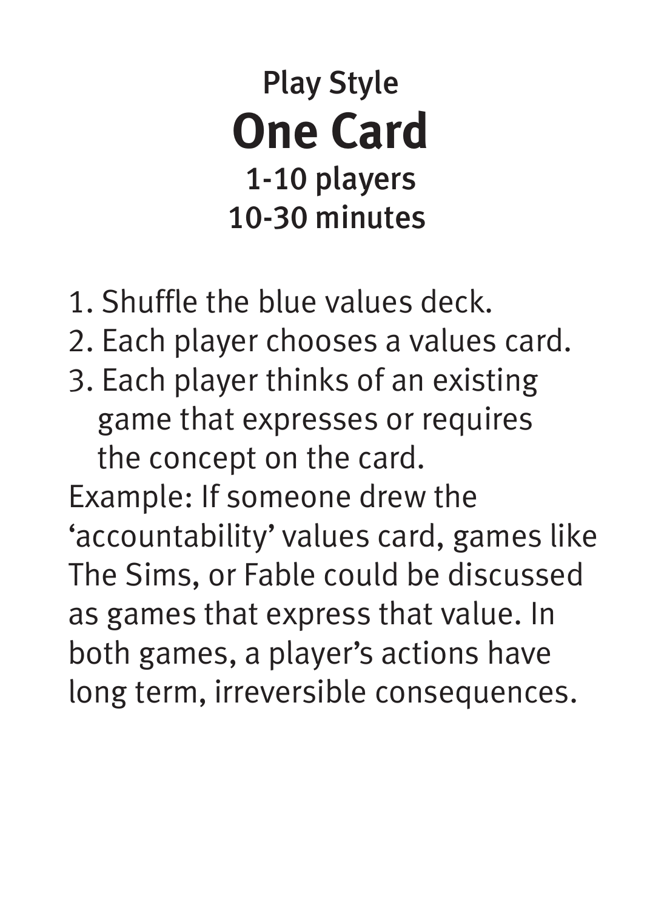Play Style

# One Card

**1-10 players**
**10-30 minutes**

1. Shuffle the blue values deck.
2. Each player chooses a values card.
3. Each player thinks of an existing game that expresses or requires the concept on the card.

Example: If someone drew the ‘accountability’ values card, games like The Sims, or Fable could be discussed as games that express that value. In both games, a player’s actions have long term, irreversible consequences.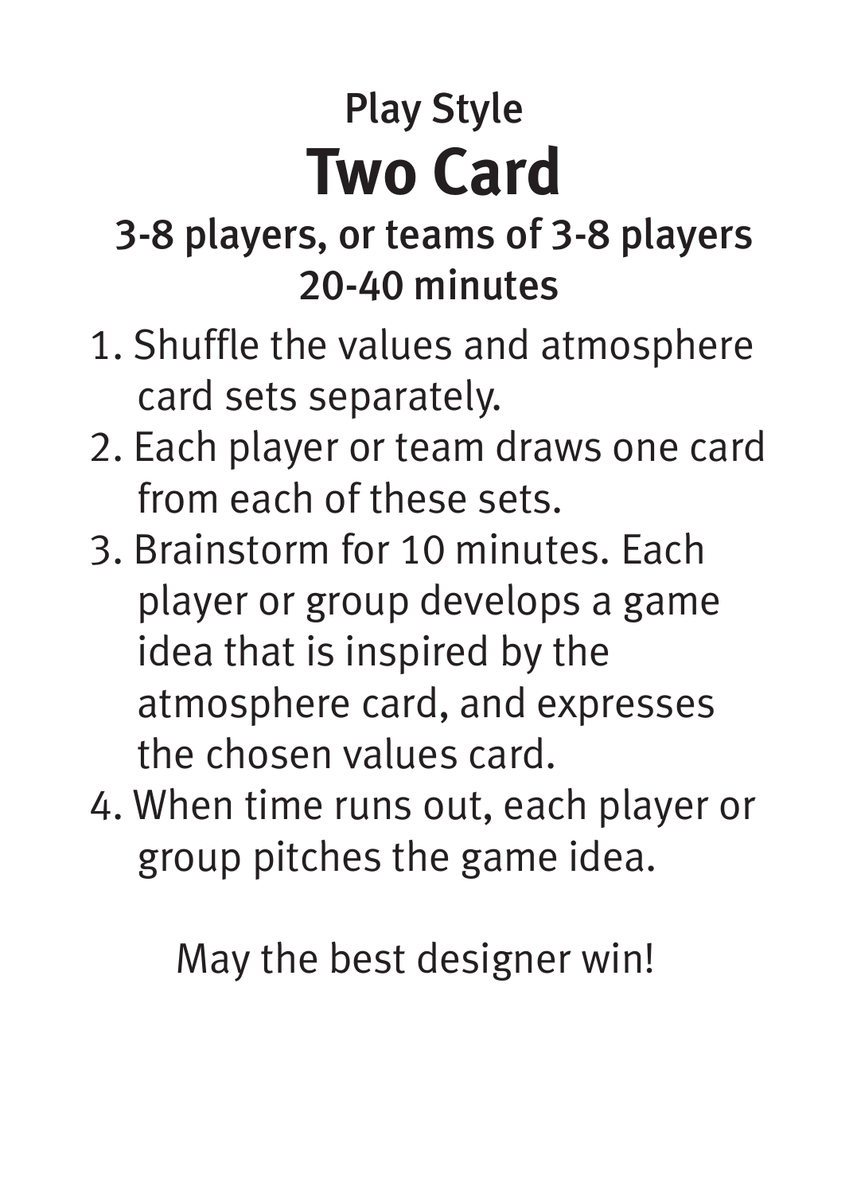Play Style

# Two Card

**3-8 players, or teams of 3-8 players**
**20-40 minutes**

1. Shuffle the values and atmosphere card sets separately.
2. Each player or team draws one card from each of these sets.
3. Brainstorm for 10 minutes. Each player or group develops a game idea that is inspired by the atmosphere card, and expresses the chosen values card.
4. When time runs out, each player or group pitches the game idea.

May the best designer win!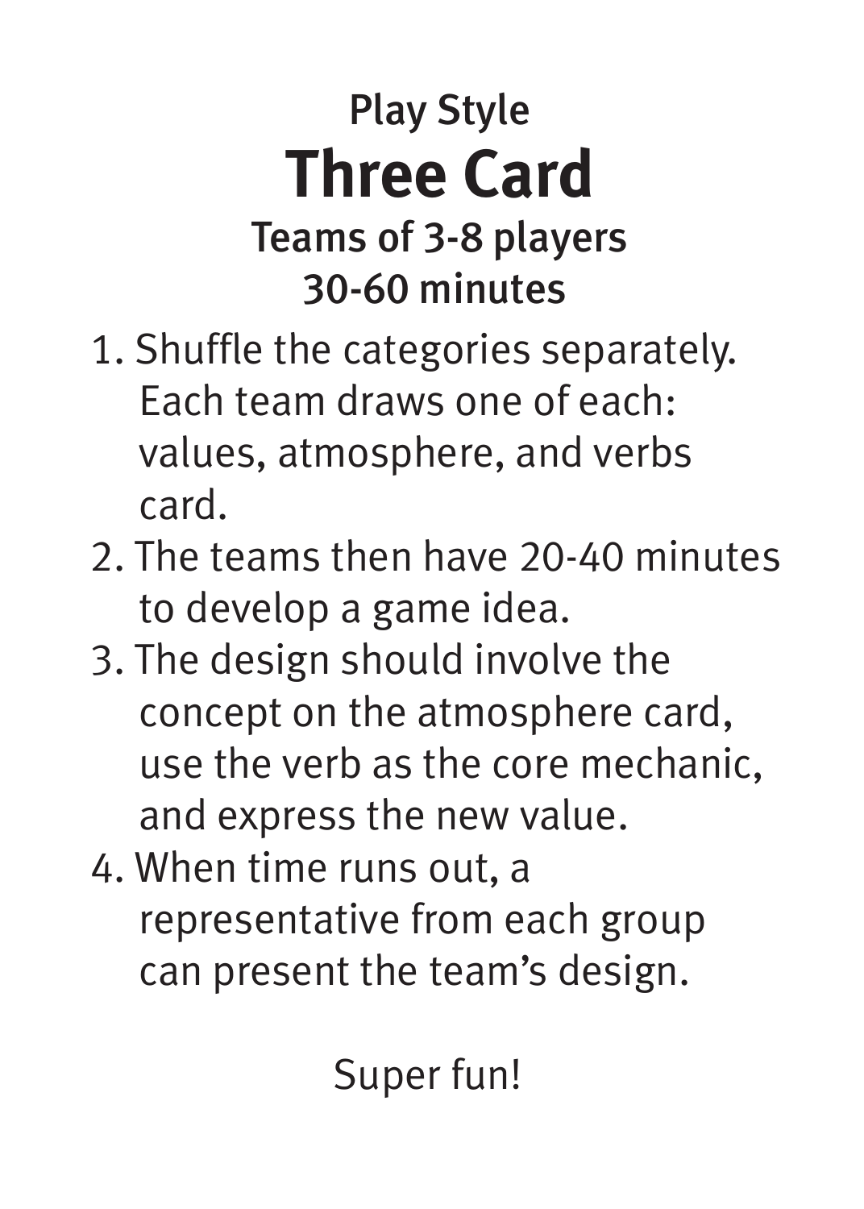Play Style

# Three Card

**Teams of 3-8 players**
**30-60 minutes**

1. Shuffle the categories separately. Each team draws one of each: values, atmosphere, and verbs card.
2. The teams then have 20-40 minutes to develop a game idea.
3. The design should involve the concept on the atmosphere card, use the verb as the core mechanic, and express the new value.
4. When time runs out, a representative from each group can present the team's design.

Super fun!